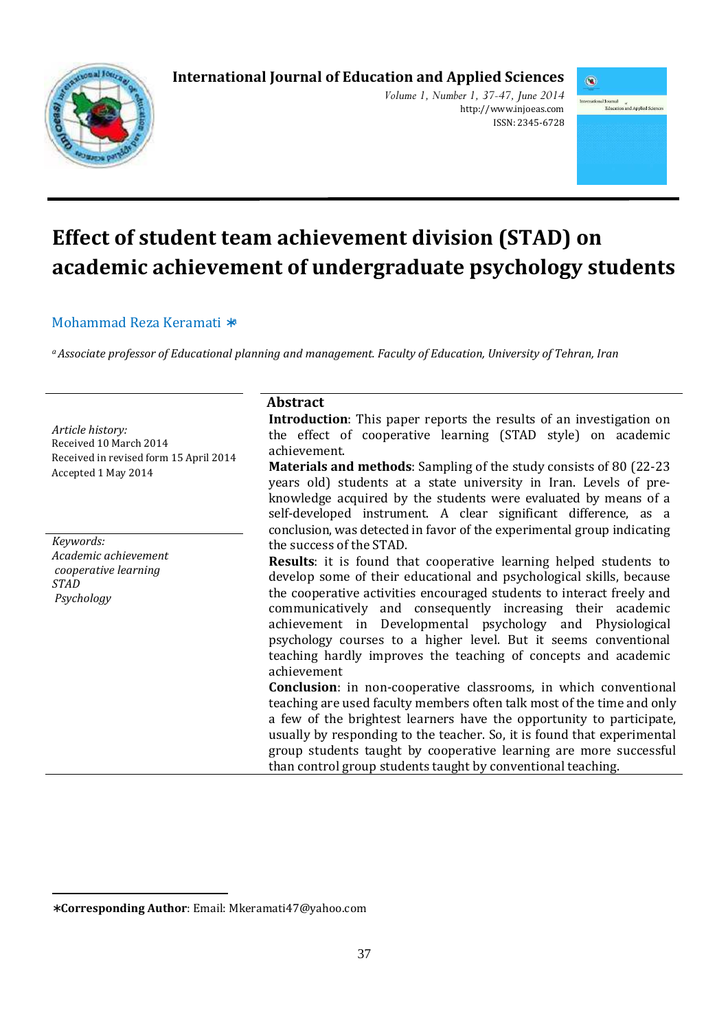# Effect of student team achievement division (STAD) on academic achievement of undergraduate psychology students

Mohammad Reza Keramati *

[a] *Associate professor of Educational planning and management. Faculty of Education, University of Tehran, Iran*

*Article history:*
Received 10 March 2014
Received in revised form 15 April 2014
Accepted 1 May 2014

*Keywords:*
*Academic achievement*
*cooperative learning*
*STAD*
*Psychology*

## Abstract

**Introduction**: This paper reports the results of an investigation on the effect of cooperative learning (STAD style) on academic achievement.

**Materials and methods**: Sampling of the study consists of 80 (22-23 years old) students at a state university in Iran. Levels of pre-knowledge acquired by the students were evaluated by means of a self-developed instrument. A clear significant difference, as a conclusion, was detected in favor of the experimental group indicating the success of the STAD.

**Results**: it is found that cooperative learning helped students to develop some of their educational and psychological skills, because the cooperative activities encouraged students to interact freely and communicatively and consequently increasing their academic achievement in Developmental psychology and Physiological psychology courses to a higher level. But it seems conventional teaching hardly improves the teaching of concepts and academic achievement

**Conclusion**: in non-cooperative classrooms, in which conventional teaching are used faculty members often talk most of the time and only a few of the brightest learners have the opportunity to participate, usually by responding to the teacher. So, it is found that experimental group students taught by cooperative learning are more successful than control group students taught by conventional teaching.

---

***Corresponding Author**: Email: Mkeramati47@yahoo.com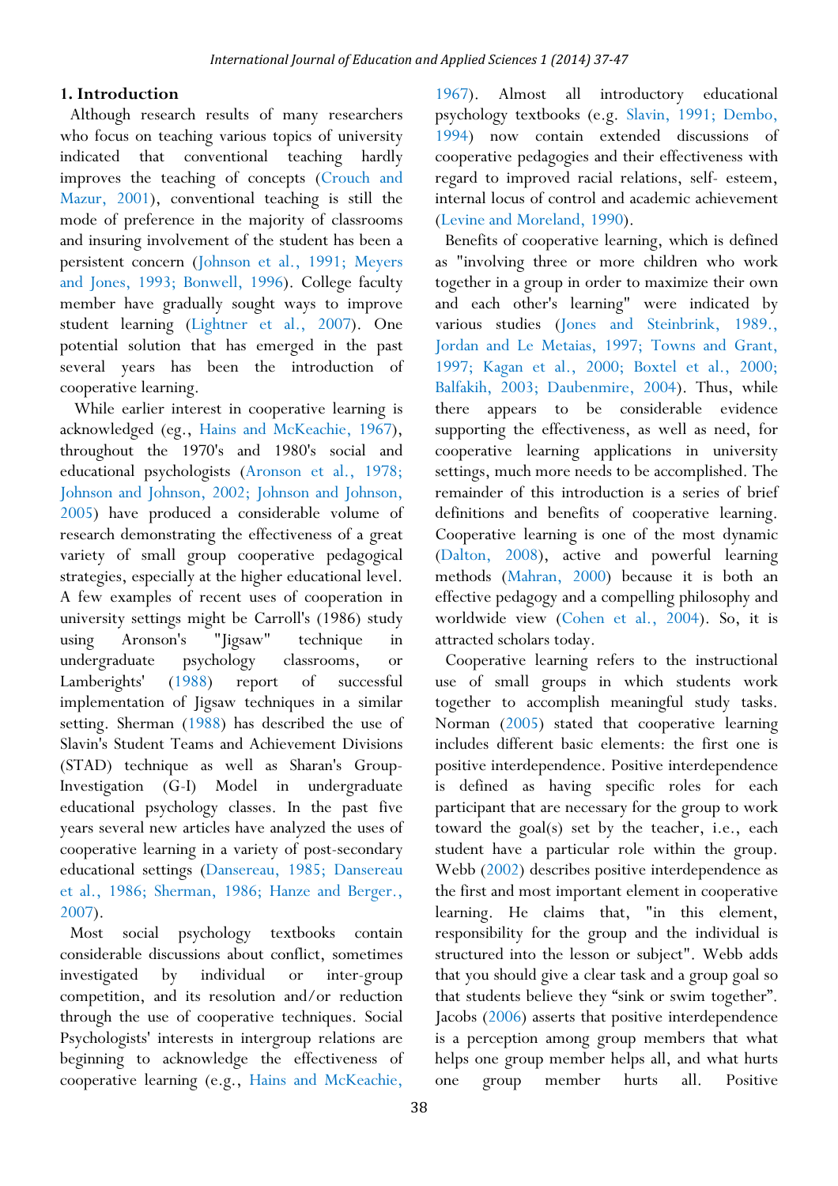## 1. Introduction

Although research results of many researchers who focus on teaching various topics of university indicated that conventional teaching hardly improves the teaching of concepts (Crouch and Mazur, 2001), conventional teaching is still the mode of preference in the majority of classrooms and insuring involvement of the student has been a persistent concern (Johnson et al., 1991; Meyers and Jones, 1993; Bonwell, 1996). College faculty member have gradually sought ways to improve student learning (Lightner et al., 2007). One potential solution that has emerged in the past several years has been the introduction of cooperative learning.

While earlier interest in cooperative learning is acknowledged (eg., Hains and McKeachie, 1967), throughout the 1970's and 1980's social and educational psychologists (Aronson et al., 1978; Johnson and Johnson, 2002; Johnson and Johnson, 2005) have produced a considerable volume of research demonstrating the effectiveness of a great variety of small group cooperative pedagogical strategies, especially at the higher educational level. A few examples of recent uses of cooperation in university settings might be Carroll's (1986) study using Aronson's "Jigsaw" technique in undergraduate psychology classrooms, or Lamberights' (1988) report of successful implementation of Jigsaw techniques in a similar setting. Sherman (1988) has described the use of Slavin's Student Teams and Achievement Divisions (STAD) technique as well as Sharan's Group-Investigation (G-I) Model in undergraduate educational psychology classes. In the past five years several new articles have analyzed the uses of cooperative learning in a variety of post-secondary educational settings (Dansereau, 1985; Dansereau et al., 1986; Sherman, 1986; Hanze and Berger., 2007).

Most social psychology textbooks contain considerable discussions about conflict, sometimes investigated by individual or inter-group competition, and its resolution and/or reduction through the use of cooperative techniques. Social Psychologists' interests in intergroup relations are beginning to acknowledge the effectiveness of cooperative learning (e.g., Hains and McKeachie, 1967). Almost all introductory educational psychology textbooks (e.g. Slavin, 1991; Dembo, 1994) now contain extended discussions of cooperative pedagogies and their effectiveness with regard to improved racial relations, self- esteem, internal locus of control and academic achievement (Levine and Moreland, 1990).

Benefits of cooperative learning, which is defined as "involving three or more children who work together in a group in order to maximize their own and each other's learning" were indicated by various studies (Jones and Steinbrink, 1989., Jordan and Le Metaias, 1997; Towns and Grant, 1997; Kagan et al., 2000; Boxtel et al., 2000; Balfakih, 2003; Daubenmire, 2004). Thus, while there appears to be considerable evidence supporting the effectiveness, as well as need, for cooperative learning applications in university settings, much more needs to be accomplished. The remainder of this introduction is a series of brief definitions and benefits of cooperative learning. Cooperative learning is one of the most dynamic (Dalton, 2008), active and powerful learning methods (Mahran, 2000) because it is both an effective pedagogy and a compelling philosophy and worldwide view (Cohen et al., 2004). So, it is attracted scholars today.

Cooperative learning refers to the instructional use of small groups in which students work together to accomplish meaningful study tasks. Norman (2005) stated that cooperative learning includes different basic elements: the first one is positive interdependence. Positive interdependence is defined as having specific roles for each participant that are necessary for the group to work toward the goal(s) set by the teacher, i.e., each student have a particular role within the group. Webb (2002) describes positive interdependence as the first and most important element in cooperative learning. He claims that, "in this element, responsibility for the group and the individual is structured into the lesson or subject". Webb adds that you should give a clear task and a group goal so that students believe they "sink or swim together". Jacobs (2006) asserts that positive interdependence is a perception among group members that what helps one group member helps all, and what hurts one group member hurts all. Positive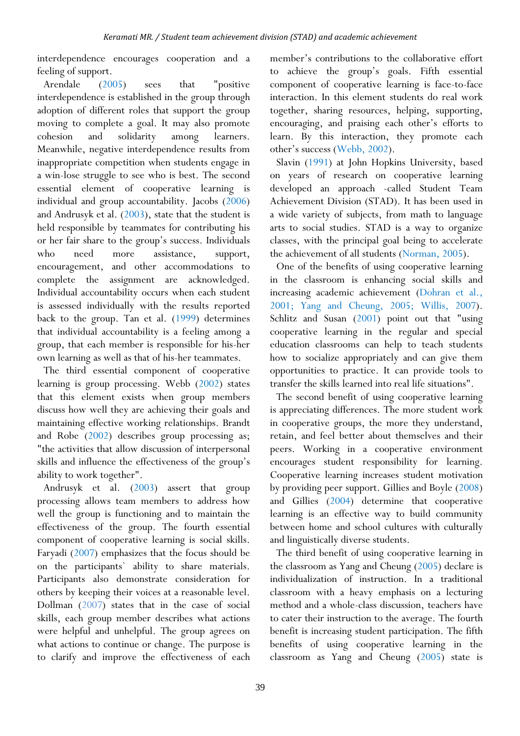interdependence encourages cooperation and a feeling of support.

Arendale (2005) sees that "positive interdependence is established in the group through adoption of different roles that support the group moving to complete a goal. It may also promote cohesion and solidarity among learners. Meanwhile, negative interdependence results from inappropriate competition when students engage in a win-lose struggle to see who is best. The second essential element of cooperative learning is individual and group accountability. Jacobs (2006) and Andrusyk et al. (2003), state that the student is held responsible by teammates for contributing his or her fair share to the group's success. Individuals who need more assistance, support, encouragement, and other accommodations to complete the assignment are acknowledged. Individual accountability occurs when each student is assessed individually with the results reported back to the group. Tan et al. (1999) determines that individual accountability is a feeling among a group, that each member is responsible for his-her own learning as well as that of his-her teammates.

The third essential component of cooperative learning is group processing. Webb (2002) states that this element exists when group members discuss how well they are achieving their goals and maintaining effective working relationships. Brandt and Robe (2002) describes group processing as; "the activities that allow discussion of interpersonal skills and influence the effectiveness of the group's ability to work together".

Andrusyk et al. (2003) assert that group processing allows team members to address how well the group is functioning and to maintain the effectiveness of the group. The fourth essential component of cooperative learning is social skills. Faryadi (2007) emphasizes that the focus should be on the participants` ability to share materials. Participants also demonstrate consideration for others by keeping their voices at a reasonable level. Dollman (2007) states that in the case of social skills, each group member describes what actions were helpful and unhelpful. The group agrees on what actions to continue or change. The purpose is to clarify and improve the effectiveness of each member's contributions to the collaborative effort to achieve the group's goals. Fifth essential component of cooperative learning is face-to-face interaction. In this element students do real work together, sharing resources, helping, supporting, encouraging, and praising each other's efforts to learn. By this interaction, they promote each other's success (Webb, 2002).

Slavin (1991) at John Hopkins University, based on years of research on cooperative learning developed an approach -called Student Team Achievement Division (STAD). It has been used in a wide variety of subjects, from math to language arts to social studies. STAD is a way to organize classes, with the principal goal being to accelerate the achievement of all students (Norman, 2005).

One of the benefits of using cooperative learning in the classroom is enhancing social skills and increasing academic achievement (Dohran et al., 2001; Yang and Cheung, 2005; Willis, 2007). Schlitz and Susan (2001) point out that "using cooperative learning in the regular and special education classrooms can help to teach students how to socialize appropriately and can give them opportunities to practice. It can provide tools to transfer the skills learned into real life situations".

The second benefit of using cooperative learning is appreciating differences. The more student work in cooperative groups, the more they understand, retain, and feel better about themselves and their peers. Working in a cooperative environment encourages student responsibility for learning. Cooperative learning increases student motivation by providing peer support. Gillies and Boyle (2008) and Gillies (2004) determine that cooperative learning is an effective way to build community between home and school cultures with culturally and linguistically diverse students.

The third benefit of using cooperative learning in the classroom as Yang and Cheung (2005) declare is individualization of instruction. In a traditional classroom with a heavy emphasis on a lecturing method and a whole-class discussion, teachers have to cater their instruction to the average. The fourth benefit is increasing student participation. The fifth benefits of using cooperative learning in the classroom as Yang and Cheung (2005) state is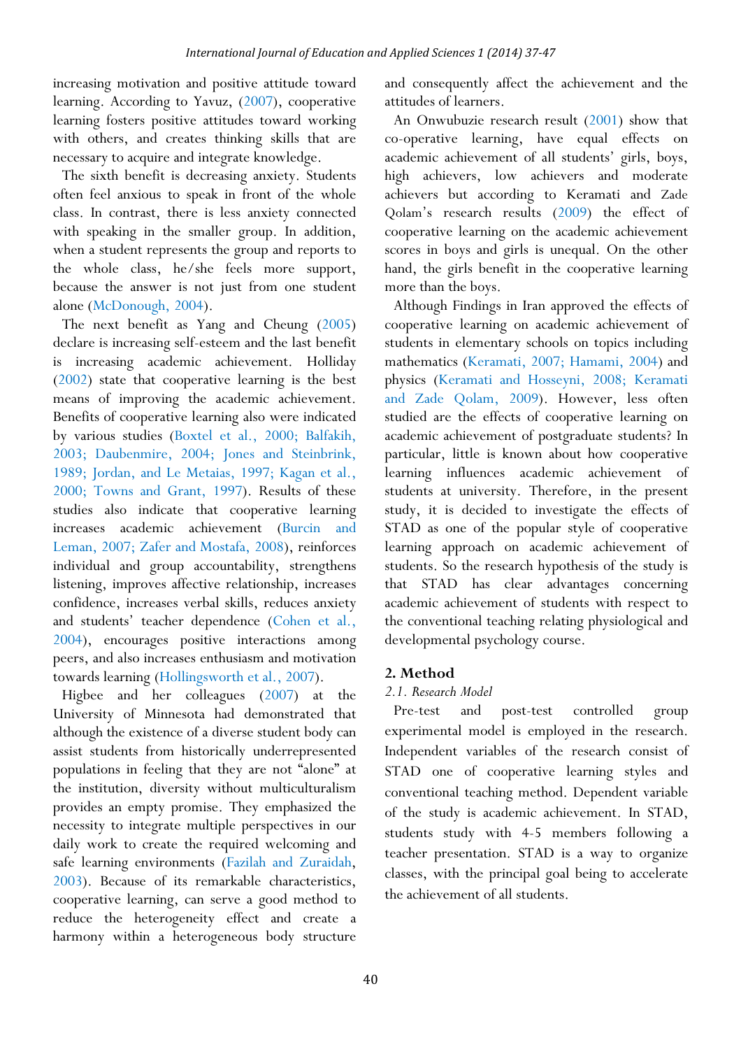increasing motivation and positive attitude toward learning. According to Yavuz, (2007), cooperative learning fosters positive attitudes toward working with others, and creates thinking skills that are necessary to acquire and integrate knowledge.

The sixth benefit is decreasing anxiety. Students often feel anxious to speak in front of the whole class. In contrast, there is less anxiety connected with speaking in the smaller group. In addition, when a student represents the group and reports to the whole class, he/she feels more support, because the answer is not just from one student alone (McDonough, 2004).

The next benefit as Yang and Cheung (2005) declare is increasing self-esteem and the last benefit is increasing academic achievement. Holliday (2002) state that cooperative learning is the best means of improving the academic achievement. Benefits of cooperative learning also were indicated by various studies (Boxtel et al., 2000; Balfakih, 2003; Daubenmire, 2004; Jones and Steinbrink, 1989; Jordan, and Le Metaias, 1997; Kagan et al., 2000; Towns and Grant, 1997). Results of these studies also indicate that cooperative learning increases academic achievement (Burcin and Leman, 2007; Zafer and Mostafa, 2008), reinforces individual and group accountability, strengthens listening, improves affective relationship, increases confidence, increases verbal skills, reduces anxiety and students' teacher dependence (Cohen et al., 2004), encourages positive interactions among peers, and also increases enthusiasm and motivation towards learning (Hollingsworth et al., 2007).

Higbee and her colleagues (2007) at the University of Minnesota had demonstrated that although the existence of a diverse student body can assist students from historically underrepresented populations in feeling that they are not "alone" at the institution, diversity without multiculturalism provides an empty promise. They emphasized the necessity to integrate multiple perspectives in our daily work to create the required welcoming and safe learning environments (Fazilah and Zuraidah, 2003). Because of its remarkable characteristics, cooperative learning, can serve a good method to reduce the heterogeneity effect and create a harmony within a heterogeneous body structure and consequently affect the achievement and the attitudes of learners.

An Onwubuzie research result (2001) show that co-operative learning, have equal effects on academic achievement of all students' girls, boys, high achievers, low achievers and moderate achievers but according to Keramati and Zade Qolam's research results (2009) the effect of cooperative learning on the academic achievement scores in boys and girls is unequal. On the other hand, the girls benefit in the cooperative learning more than the boys.

Although Findings in Iran approved the effects of cooperative learning on academic achievement of students in elementary schools on topics including mathematics (Keramati, 2007; Hamami, 2004) and physics (Keramati and Hosseyni, 2008; Keramati and Zade Qolam, 2009). However, less often studied are the effects of cooperative learning on academic achievement of postgraduate students? In particular, little is known about how cooperative learning influences academic achievement of students at university. Therefore, in the present study, it is decided to investigate the effects of STAD as one of the popular style of cooperative learning approach on academic achievement of students. So the research hypothesis of the study is that STAD has clear advantages concerning academic achievement of students with respect to the conventional teaching relating physiological and developmental psychology course.

## 2. Method

### *2.1. Research Model*

Pre-test and post-test controlled group experimental model is employed in the research. Independent variables of the research consist of STAD one of cooperative learning styles and conventional teaching method. Dependent variable of the study is academic achievement. In STAD, students study with 4-5 members following a teacher presentation. STAD is a way to organize classes, with the principal goal being to accelerate the achievement of all students.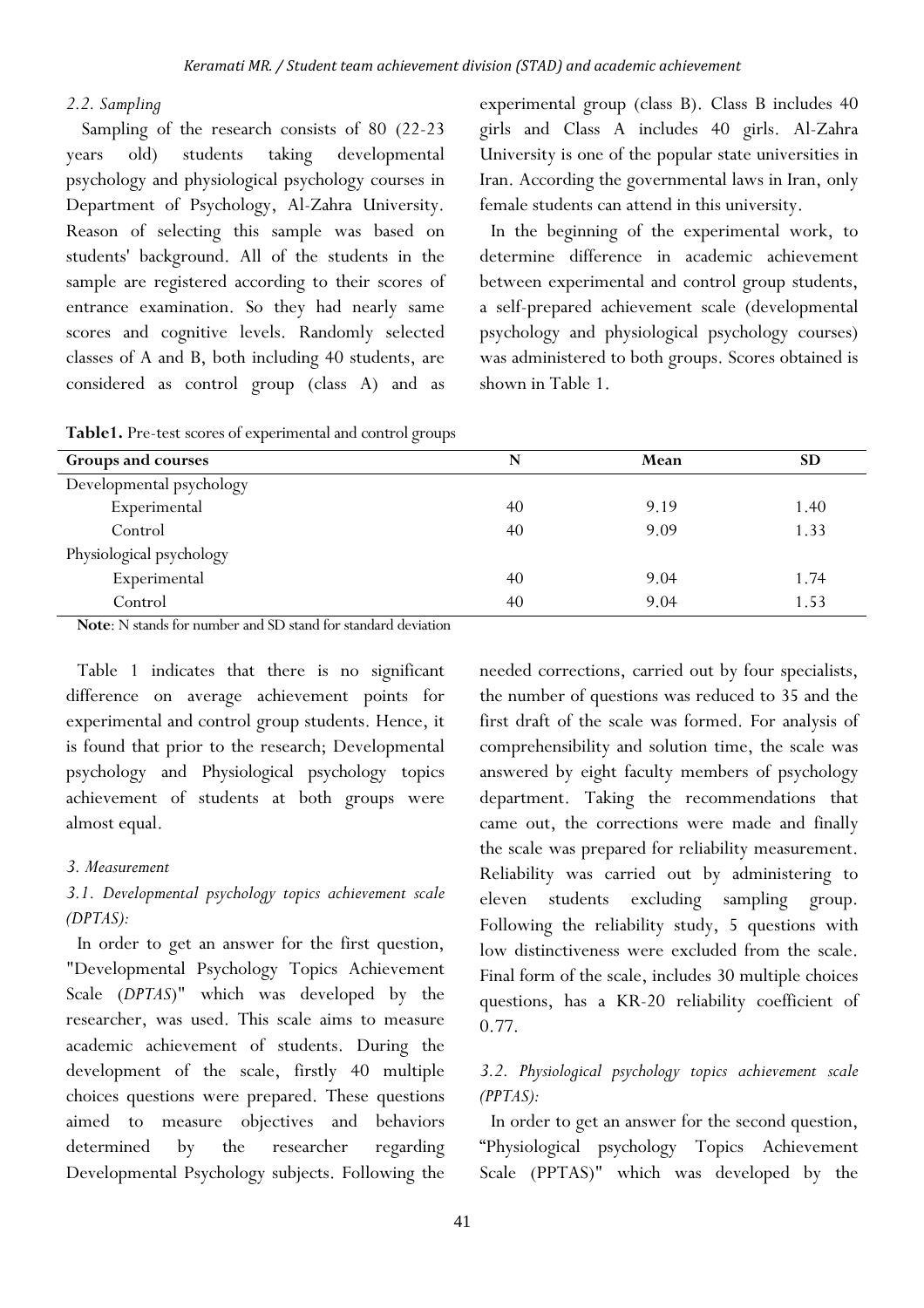### 2.2. Sampling

Sampling of the research consists of 80 (22-23 years old) students taking developmental psychology and physiological psychology courses in Department of Psychology, Al-Zahra University. Reason of selecting this sample was based on students' background. All of the students in the sample are registered according to their scores of entrance examination. So they had nearly same scores and cognitive levels. Randomly selected classes of A and B, both including 40 students, are considered as control group (class A) and as experimental group (class B). Class B includes 40 girls and Class A includes 40 girls. Al-Zahra University is one of the popular state universities in Iran. According the governmental laws in Iran, only female students can attend in this university.

In the beginning of the experimental work, to determine difference in academic achievement between experimental and control group students, a self-prepared achievement scale (developmental psychology and physiological psychology courses) was administered to both groups. Scores obtained is shown in Table 1.

**Table1.** Pre-test scores of experimental and control groups

| Groups and courses | N | Mean | SD |
|---|---|---|---|
| Developmental psychology | | | |
| Experimental | 40 | 9.19 | 1.40 |
| Control | 40 | 9.09 | 1.33 |
| Physiological psychology | | | |
| Experimental | 40 | 9.04 | 1.74 |
| Control | 40 | 9.04 | 1.53 |

**Note**: N stands for number and SD stand for standard deviation

Table 1 indicates that there is no significant difference on average achievement points for experimental and control group students. Hence, it is found that prior to the research; Developmental psychology and Physiological psychology topics achievement of students at both groups were almost equal.

## 3. Measurement

### 3.1. Developmental psychology topics achievement scale (DPTAS):

In order to get an answer for the first question, "Developmental Psychology Topics Achievement Scale (*DPTAS*)" which was developed by the researcher, was used. This scale aims to measure academic achievement of students. During the development of the scale, firstly 40 multiple choices questions were prepared. These questions aimed to measure objectives and behaviors determined by the researcher regarding Developmental Psychology subjects. Following the needed corrections, carried out by four specialists, the number of questions was reduced to 35 and the first draft of the scale was formed. For analysis of comprehensibility and solution time, the scale was answered by eight faculty members of psychology department. Taking the recommendations that came out, the corrections were made and finally the scale was prepared for reliability measurement. Reliability was carried out by administering to eleven students excluding sampling group. Following the reliability study, 5 questions with low distinctiveness were excluded from the scale. Final form of the scale, includes 30 multiple choices questions, has a KR-20 reliability coefficient of 0.77.

### 3.2. Physiological psychology topics achievement scale (PPTAS):

In order to get an answer for the second question, "Physiological psychology Topics Achievement Scale (PPTAS)" which was developed by the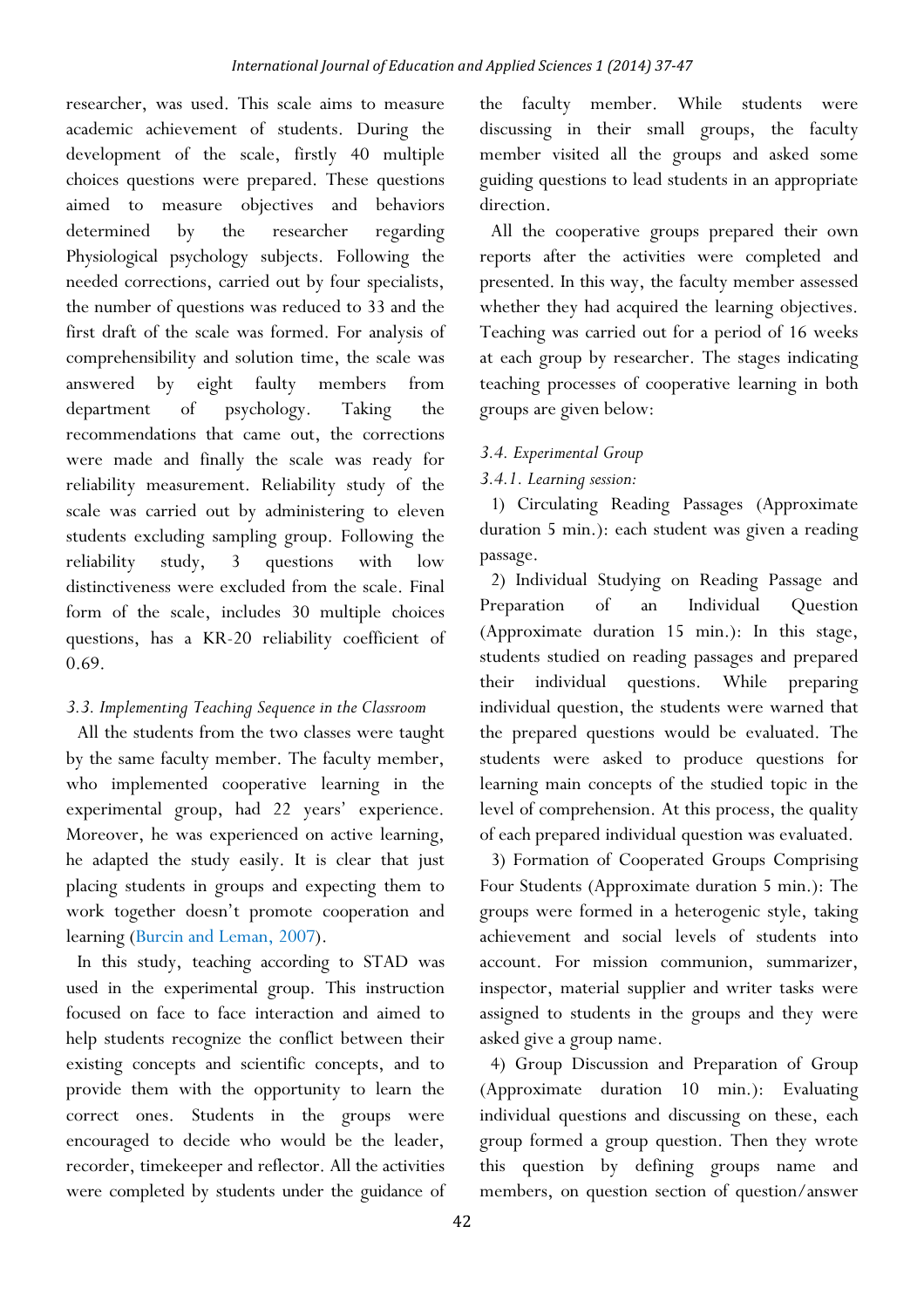researcher, was used. This scale aims to measure academic achievement of students. During the development of the scale, firstly 40 multiple choices questions were prepared. These questions aimed to measure objectives and behaviors determined by the researcher regarding Physiological psychology subjects. Following the needed corrections, carried out by four specialists, the number of questions was reduced to 33 and the first draft of the scale was formed. For analysis of comprehensibility and solution time, the scale was answered by eight faulty members from department of psychology. Taking the recommendations that came out, the corrections were made and finally the scale was ready for reliability measurement. Reliability study of the scale was carried out by administering to eleven students excluding sampling group. Following the reliability study, 3 questions with low distinctiveness were excluded from the scale. Final form of the scale, includes 30 multiple choices questions, has a KR-20 reliability coefficient of 0.69.

### *3.3. Implementing Teaching Sequence in the Classroom*

All the students from the two classes were taught by the same faculty member. The faculty member, who implemented cooperative learning in the experimental group, had 22 years' experience. Moreover, he was experienced on active learning, he adapted the study easily. It is clear that just placing students in groups and expecting them to work together doesn't promote cooperation and learning (Burcin and Leman, 2007).

In this study, teaching according to STAD was used in the experimental group. This instruction focused on face to face interaction and aimed to help students recognize the conflict between their existing concepts and scientific concepts, and to provide them with the opportunity to learn the correct ones. Students in the groups were encouraged to decide who would be the leader, recorder, timekeeper and reflector. All the activities were completed by students under the guidance of the faculty member. While students were discussing in their small groups, the faculty member visited all the groups and asked some guiding questions to lead students in an appropriate direction.

All the cooperative groups prepared their own reports after the activities were completed and presented. In this way, the faculty member assessed whether they had acquired the learning objectives. Teaching was carried out for a period of 16 weeks at each group by researcher. The stages indicating teaching processes of cooperative learning in both groups are given below:

### *3.4. Experimental Group*

#### *3.4.1. Learning session:*

1) Circulating Reading Passages (Approximate duration 5 min.): each student was given a reading passage.

2) Individual Studying on Reading Passage and Preparation of an Individual Question (Approximate duration 15 min.): In this stage, students studied on reading passages and prepared their individual questions. While preparing individual question, the students were warned that the prepared questions would be evaluated. The students were asked to produce questions for learning main concepts of the studied topic in the level of comprehension. At this process, the quality of each prepared individual question was evaluated.

3) Formation of Cooperated Groups Comprising Four Students (Approximate duration 5 min.): The groups were formed in a heterogenic style, taking achievement and social levels of students into account. For mission communion, summarizer, inspector, material supplier and writer tasks were assigned to students in the groups and they were asked give a group name.

4) Group Discussion and Preparation of Group (Approximate duration 10 min.): Evaluating individual questions and discussing on these, each group formed a group question. Then they wrote this question by defining groups name and members, on question section of question/answer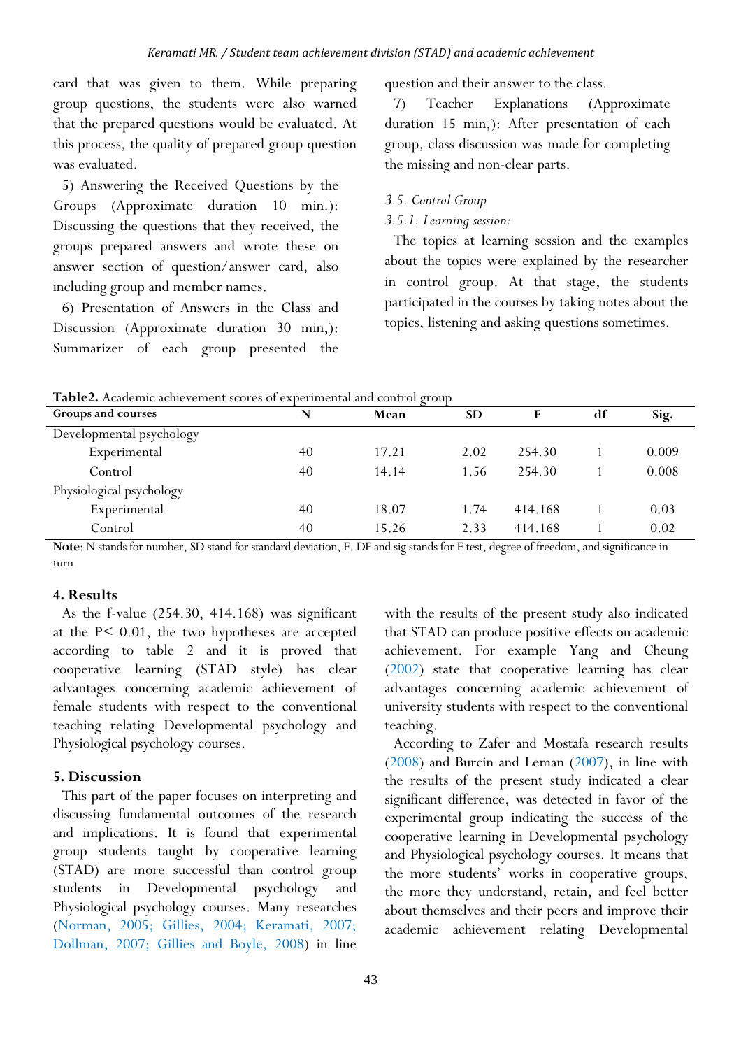card that was given to them. While preparing group questions, the students were also warned that the prepared questions would be evaluated. At this process, the quality of prepared group question was evaluated.

5) Answering the Received Questions by the Groups (Approximate duration 10 min.): Discussing the questions that they received, the groups prepared answers and wrote these on answer section of question/answer card, also including group and member names.

6) Presentation of Answers in the Class and Discussion (Approximate duration 30 min,): Summarizer of each group presented the question and their answer to the class.

7) Teacher Explanations (Approximate duration 15 min,): After presentation of each group, class discussion was made for completing the missing and non-clear parts.

*3.5. Control Group*

*3.5.1. Learning session:*

The topics at learning session and the examples about the topics were explained by the researcher in control group. At that stage, the students participated in the courses by taking notes about the topics, listening and asking questions sometimes.

**Table2.** Academic achievement scores of experimental and control group

| Groups and courses | N | Mean | SD | F | df | Sig. |
|---|---|---|---|---|---|---|
| Developmental psychology | | | | | | |
| Experimental | 40 | 17.21 | 2.02 | 254.30 | 1 | 0.009 |
| Control | 40 | 14.14 | 1.56 | 254.30 | 1 | 0.008 |
| Physiological psychology | | | | | | |
| Experimental | 40 | 18.07 | 1.74 | 414.168 | 1 | 0.03 |
| Control | 40 | 15.26 | 2.33 | 414.168 | 1 | 0.02 |

**Note**: N stands for number, SD stand for standard deviation, F, DF and sig stands for F test, degree of freedom, and significance in turn

## 4. Results

As the f-value (254.30, 414.168) was significant at the $P < 0.01$, the two hypotheses are accepted according to table 2 and it is proved that cooperative learning (STAD style) has clear advantages concerning academic achievement of female students with respect to the conventional teaching relating Developmental psychology and Physiological psychology courses.

## 5. Discussion

This part of the paper focuses on interpreting and discussing fundamental outcomes of the research and implications. It is found that experimental group students taught by cooperative learning (STAD) are more successful than control group students in Developmental psychology and Physiological psychology courses. Many researches (Norman, 2005; Gillies, 2004; Keramati, 2007; Dollman, 2007; Gillies and Boyle, 2008) in line with the results of the present study also indicated that STAD can produce positive effects on academic achievement. For example Yang and Cheung (2002) state that cooperative learning has clear advantages concerning academic achievement of university students with respect to the conventional teaching.

According to Zafer and Mostafa research results (2008) and Burcin and Leman (2007), in line with the results of the present study indicated a clear significant difference, was detected in favor of the experimental group indicating the success of the cooperative learning in Developmental psychology and Physiological psychology courses. It means that the more students' works in cooperative groups, the more they understand, retain, and feel better about themselves and their peers and improve their academic achievement relating Developmental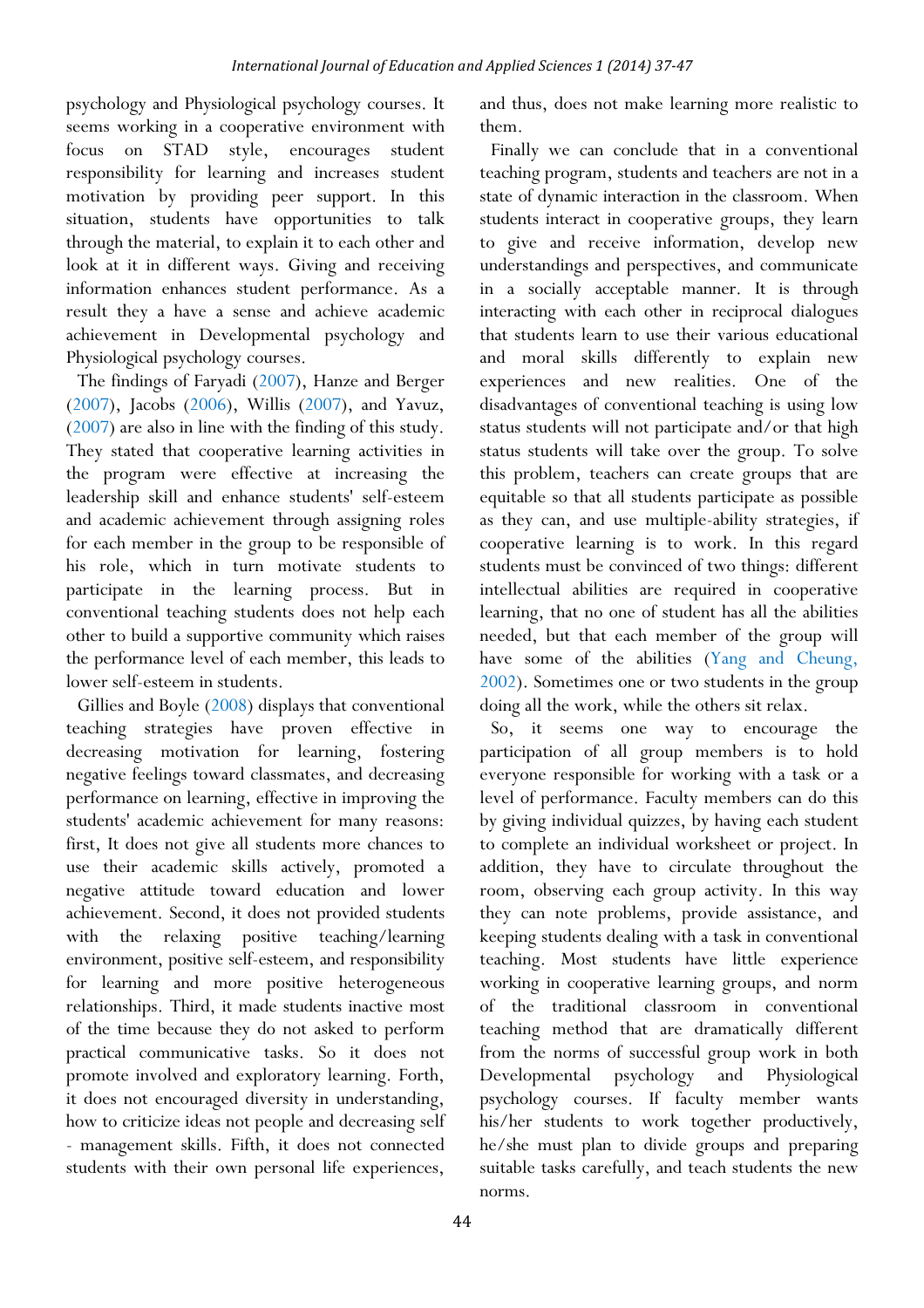psychology and Physiological psychology courses. It seems working in a cooperative environment with focus on STAD style, encourages student responsibility for learning and increases student motivation by providing peer support. In this situation, students have opportunities to talk through the material, to explain it to each other and look at it in different ways. Giving and receiving information enhances student performance. As a result they a have a sense and achieve academic achievement in Developmental psychology and Physiological psychology courses.

The findings of Faryadi (2007), Hanze and Berger (2007), Jacobs (2006), Willis (2007), and Yavuz, (2007) are also in line with the finding of this study. They stated that cooperative learning activities in the program were effective at increasing the leadership skill and enhance students' self-esteem and academic achievement through assigning roles for each member in the group to be responsible of his role, which in turn motivate students to participate in the learning process. But in conventional teaching students does not help each other to build a supportive community which raises the performance level of each member, this leads to lower self-esteem in students.

Gillies and Boyle (2008) displays that conventional teaching strategies have proven effective in decreasing motivation for learning, fostering negative feelings toward classmates, and decreasing performance on learning, effective in improving the students' academic achievement for many reasons: first, It does not give all students more chances to use their academic skills actively, promoted a negative attitude toward education and lower achievement. Second, it does not provided students with the relaxing positive teaching/learning environment, positive self-esteem, and responsibility for learning and more positive heterogeneous relationships. Third, it made students inactive most of the time because they do not asked to perform practical communicative tasks. So it does not promote involved and exploratory learning. Forth, it does not encouraged diversity in understanding, how to criticize ideas not people and decreasing self - management skills. Fifth, it does not connected students with their own personal life experiences, and thus, does not make learning more realistic to them.

Finally we can conclude that in a conventional teaching program, students and teachers are not in a state of dynamic interaction in the classroom. When students interact in cooperative groups, they learn to give and receive information, develop new understandings and perspectives, and communicate in a socially acceptable manner. It is through interacting with each other in reciprocal dialogues that students learn to use their various educational and moral skills differently to explain new experiences and new realities. One of the disadvantages of conventional teaching is using low status students will not participate and/or that high status students will take over the group. To solve this problem, teachers can create groups that are equitable so that all students participate as possible as they can, and use multiple-ability strategies, if cooperative learning is to work. In this regard students must be convinced of two things: different intellectual abilities are required in cooperative learning, that no one of student has all the abilities needed, but that each member of the group will have some of the abilities (Yang and Cheung, 2002). Sometimes one or two students in the group doing all the work, while the others sit relax.

So, it seems one way to encourage the participation of all group members is to hold everyone responsible for working with a task or a level of performance. Faculty members can do this by giving individual quizzes, by having each student to complete an individual worksheet or project. In addition, they have to circulate throughout the room, observing each group activity. In this way they can note problems, provide assistance, and keeping students dealing with a task in conventional teaching. Most students have little experience working in cooperative learning groups, and norm of the traditional classroom in conventional teaching method that are dramatically different from the norms of successful group work in both Developmental psychology and Physiological psychology courses. If faculty member wants his/her students to work together productively, he/she must plan to divide groups and preparing suitable tasks carefully, and teach students the new norms.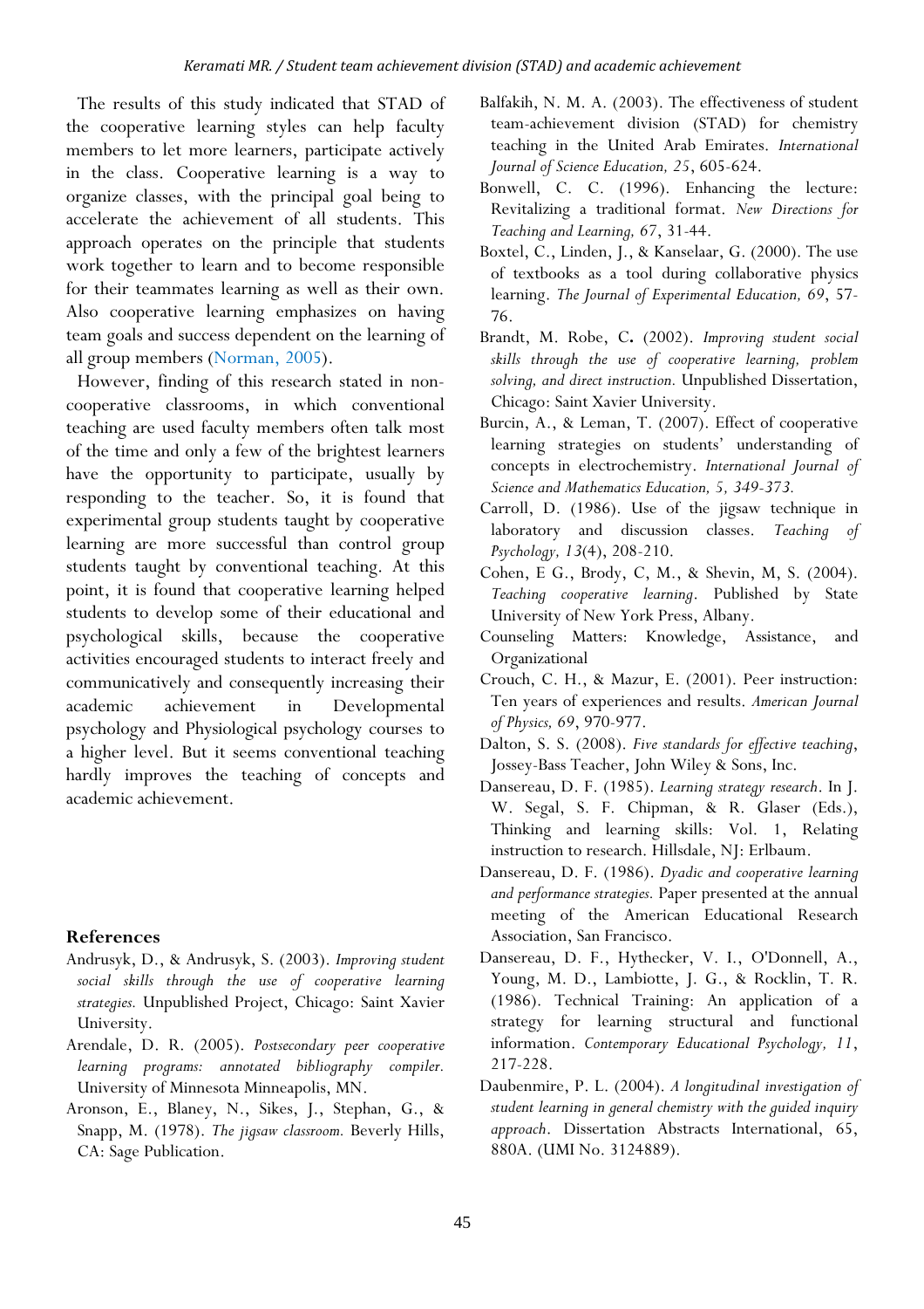The results of this study indicated that STAD of the cooperative learning styles can help faculty members to let more learners, participate actively in the class. Cooperative learning is a way to organize classes, with the principal goal being to accelerate the achievement of all students. This approach operates on the principle that students work together to learn and to become responsible for their teammates learning as well as their own. Also cooperative learning emphasizes on having team goals and success dependent on the learning of all group members (Norman, 2005).

However, finding of this research stated in non-cooperative classrooms, in which conventional teaching are used faculty members often talk most of the time and only a few of the brightest learners have the opportunity to participate, usually by responding to the teacher. So, it is found that experimental group students taught by cooperative learning are more successful than control group students taught by conventional teaching. At this point, it is found that cooperative learning helped students to develop some of their educational and psychological skills, because the cooperative activities encouraged students to interact freely and communicatively and consequently increasing their academic achievement in Developmental psychology and Physiological psychology courses to a higher level. But it seems conventional teaching hardly improves the teaching of concepts and academic achievement.

## References

Andrusyk, D., & Andrusyk, S. (2003). *Improving student social skills through the use of cooperative learning strategies.* Unpublished Project, Chicago: Saint Xavier University.

Arendale, D. R. (2005). *Postsecondary peer cooperative learning programs: annotated bibliography compiler.* University of Minnesota Minneapolis, MN.

Aronson, E., Blaney, N., Sikes, J., Stephan, G., & Snapp, M. (1978). *The jigsaw classroom.* Beverly Hills, CA: Sage Publication.

Balfakih, N. M. A. (2003). The effectiveness of student team-achievement division (STAD) for chemistry teaching in the United Arab Emirates. *International Journal of Science Education, 25*, 605-624.

Bonwell, C. C. (1996). Enhancing the lecture: Revitalizing a traditional format. *New Directions for Teaching and Learning, 67*, 31-44.

Boxtel, C., Linden, J., & Kanselaar, G. (2000). The use of textbooks as a tool during collaborative physics learning. *The Journal of Experimental Education, 69*, 57-76.

Brandt, M. Robe, C**.** (2002). *Improving student social skills through the use of cooperative learning, problem solving, and direct instruction.* Unpublished Dissertation, Chicago: Saint Xavier University.

Burcin, A., & Leman, T. (2007). Effect of cooperative learning strategies on students' understanding of concepts in electrochemistry. *International Journal of Science and Mathematics Education, 5, 349-373.*

Carroll, D. (1986). Use of the jigsaw technique in laboratory and discussion classes. *Teaching of Psychology, 13*(4), 208-210.

Cohen, E G., Brody, C, M., & Shevin, M, S. (2004). *Teaching cooperative learning*. Published by State University of New York Press, Albany.

Counseling Matters: Knowledge, Assistance, and Organizational

Crouch, C. H., & Mazur, E. (2001). Peer instruction: Ten years of experiences and results. *American Journal of Physics, 69*, 970-977.

Dalton, S. S. (2008). *Five standards for effective teaching*, Jossey-Bass Teacher, John Wiley & Sons, Inc.

Dansereau, D. F. (1985). *Learning strategy research*. In J. W. Segal, S. F. Chipman, & R. Glaser (Eds.), Thinking and learning skills: Vol. 1, Relating instruction to research. Hillsdale, NJ: Erlbaum.

Dansereau, D. F. (1986). *Dyadic and cooperative learning and performance strategies.* Paper presented at the annual meeting of the American Educational Research Association, San Francisco.

Dansereau, D. F., Hythecker, V. I., O'Donnell, A., Young, M. D., Lambiotte, J. G., & Rocklin, T. R. (1986). Technical Training: An application of a strategy for learning structural and functional information. *Contemporary Educational Psychology, 11*, 217-228.

Daubenmire, P. L. (2004). *A longitudinal investigation of student learning in general chemistry with the guided inquiry approach*. Dissertation Abstracts International, 65, 880A. (UMI No. 3124889).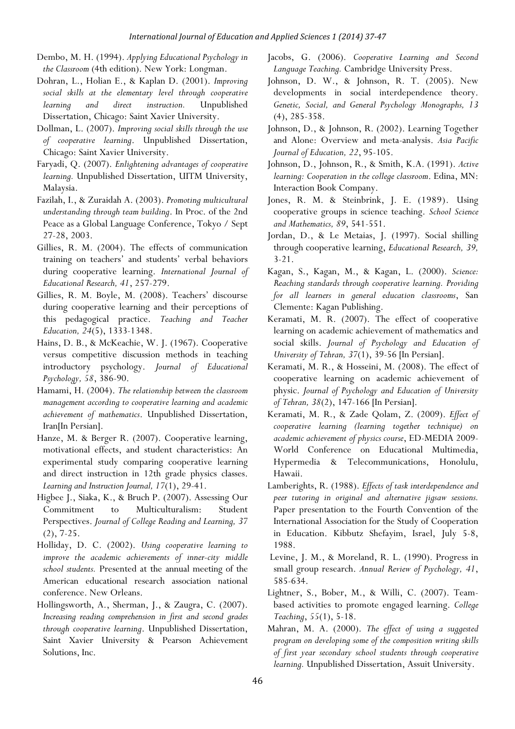Dembo, M. H. (1994). *Applying Educational Psychology in the Classroom* (4th edition). New York: Longman.

Dohran, L., Holian E., & Kaplan D. (2001). *Improving social skills at the elementary level through cooperative learning and direct instruction.* Unpublished Dissertation, Chicago: Saint Xavier University.

Dollman, L. (2007). *Improving social skills through the use of cooperative learning*. Unpublished Dissertation, Chicago: Saint Xavier University.

Faryadi, Q. (2007). *Enlightening advantages of cooperative learning.* Unpublished Dissertation, UITM University, Malaysia.

Fazilah, I., & Zuraidah A. (2003). *Promoting multicultural understanding through team building*. In Proc. of the 2nd Peace as a Global Language Conference, Tokyo / Sept 27-28, 2003.

Gillies, R. M. (2004). The effects of communication training on teachers' and students' verbal behaviors during cooperative learning. *International Journal of Educational Research, 41*, 257-279.

Gillies, R. M. Boyle, M. (2008). Teachers' discourse during cooperative learning and their perceptions of this pedagogical practice. *Teaching and Teacher Education, 24*(5), 1333-1348.

Hains, D. B., & McKeachie, W. J. (1967). Cooperative versus competitive discussion methods in teaching introductory psychology. *Journal of Educational Psychology, 58*, 386-90.

Hamami, H. (2004). *The relationship between the classroom management according to cooperative learning and academic achievement of mathematics*. Unpublished Dissertation, Iran[In Persian].

Hanze, M. & Berger R. (2007). Cooperative learning, motivational effects, and student characteristics: An experimental study comparing cooperative learning and direct instruction in 12th grade physics classes. *Learning and Instruction Journal, 17*(1), 29-41.

Higbee J., Siaka, K., & Bruch P. (2007). Assessing Our Commitment to Multiculturalism: Student Perspectives. *Journal of College Reading and Learning, 37* (2), 7-25.

Holliday, D. C. (2002). *Using cooperative learning to improve the academic achievements of inner-city middle school students.* Presented at the annual meeting of the American educational research association national conference. New Orleans.

Hollingsworth, A., Sherman, J., & Zaugra, C. (2007). *Increasing reading comprehension in first and second grades through cooperative learning*. Unpublished Dissertation, Saint Xavier University & Pearson Achievement Solutions, Inc.

Jacobs, G. (2006). *Cooperative Learning and Second Language Teaching.* Cambridge University Press.

Johnson, D. W., & Johnson, R. T. (2005). New developments in social interdependence theory. *Genetic, Social, and General Psychology Monographs, 13* (4), 285-358.

Johnson, D., & Johnson, R. (2002). Learning Together and Alone: Overview and meta-analysis. *Asia Pacific Journal of Education, 22*, 95-105.

Johnson, D., Johnson, R., & Smith, K.A. (1991). *Active learning: Cooperation in the college classroom*. Edina, MN: Interaction Book Company.

Jones, R. M. & Steinbrink, J. E. (1989). Using cooperative groups in science teaching. *School Science and Mathematics, 89*, 541-551.

Jordan, D., & Le Metaias, J. (1997). Social shilling through cooperative learning, *Educational Research, 39,* 3-21.

Kagan, S., Kagan, M., & Kagan, L. (2000). *Science: Reaching standards through cooperative learning. Providing for all learners in general education classrooms*, San Clemente: Kagan Publishing.

Keramati, M. R. (2007). The effect of cooperative learning on academic achievement of mathematics and social skills. *Journal of Psychology and Education of University of Tehran, 37*(1), 39-56 [In Persian].

Keramati, M. R., & Hosseini, M. (2008). The effect of cooperative learning on academic achievement of physic. *Journal of Psychology and Education of University of Tehran, 38*(2), 147-166 [In Persian].

Keramati, M. R., & Zade Qolam, Z. (2009). *Effect of cooperative learning (learning together technique) on academic achievement of physics course*, ED-MEDIA 2009- World Conference on Educational Multimedia, Hypermedia & Telecommunications, Honolulu, Hawaii.

Lamberights, R. (1988). *Effects of task interdependence and peer tutoring in original and alternative jigsaw sessions.* Paper presentation to the Fourth Convention of the International Association for the Study of Cooperation in Education. Kibbutz Shefayim, Israel, July 5-8, 1988.

Levine, J. M., & Moreland, R. L. (1990). Progress in small group research. *Annual Review of Psychology, 41*, 585-634.

Lightner, S., Bober, M., & Willi, C. (2007). Team-based activities to promote engaged learning. *College Teaching*, *55*(1), 5-18.

Mahran, M. A. (2000). *The effect of using a suggested program on developing some of the composition writing skills of first year secondary school students through cooperative learning.* Unpublished Dissertation, Assuit University.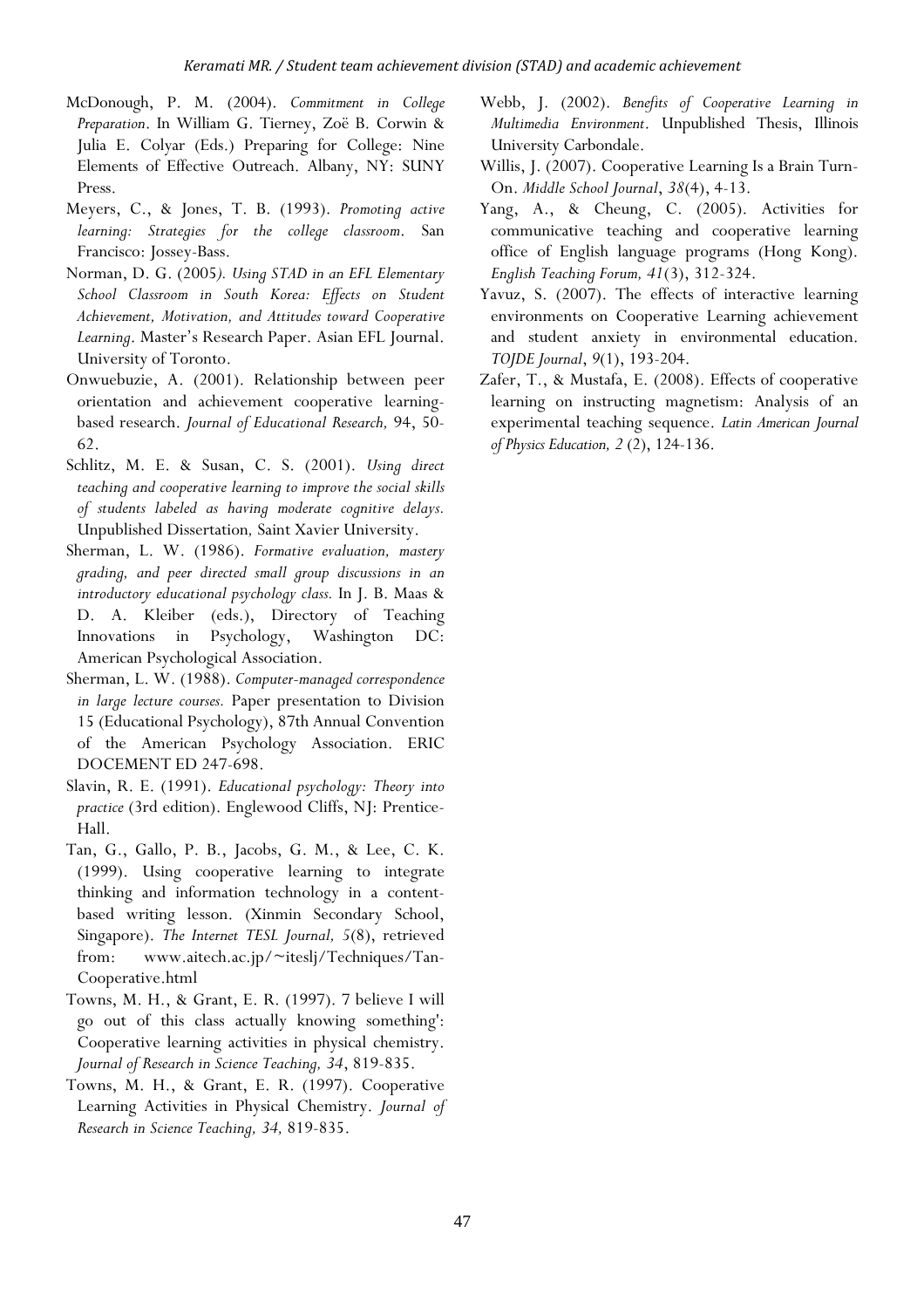McDonough, P. M. (2004). *Commitment in College Preparation*. In William G. Tierney, Zoë B. Corwin & Julia E. Colyar (Eds.) Preparing for College: Nine Elements of Effective Outreach. Albany, NY: SUNY Press.

Meyers, C., & Jones, T. B. (1993). *Promoting active learning: Strategies for the college classroom*. San Francisco: Jossey-Bass.

Norman, D. G. (2005*). Using STAD in an EFL Elementary School Classroom in South Korea: Effects on Student Achievement, Motivation, and Attitudes toward Cooperative Learning*. Master's Research Paper. Asian EFL Journal. University of Toronto.

Onwuebuzie, A. (2001). Relationship between peer orientation and achievement cooperative learning-based research. *Journal of Educational Research,* 94, 50-62.

Schlitz, M. E. & Susan, C. S. (2001). *Using direct teaching and cooperative learning to improve the social skills of students labeled as having moderate cognitive delays.* Unpublished Dissertation*,* Saint Xavier University.

Sherman, L. W. (1986). *Formative evaluation, mastery grading, and peer directed small group discussions in an introductory educational psychology class.* In J. B. Maas & D. A. Kleiber (eds.), Directory of Teaching Innovations in Psychology, Washington DC: American Psychological Association.

Sherman, L. W. (1988). *Computer-managed correspondence in large lecture courses.* Paper presentation to Division 15 (Educational Psychology), 87th Annual Convention of the American Psychology Association. ERIC DOCEMENT ED 247-698.

Slavin, R. E. (1991). *Educational psychology: Theory into practice* (3rd edition). Englewood Cliffs, NJ: Prentice-Hall.

Tan, G., Gallo, P. B., Jacobs, G. M., & Lee, C. K. (1999). Using cooperative learning to integrate thinking and information technology in a content-based writing lesson. (Xinmin Secondary School, Singapore). *The Internet TESL Journal, 5*(8), retrieved from: www.aitech.ac.jp/~iteslj/Techniques/Tan-Cooperative.html

Towns, M. H., & Grant, E. R. (1997). 7 believe I will go out of this class actually knowing something': Cooperative learning activities in physical chemistry. *Journal of Research in Science Teaching, 34*, 819-835.

Towns, M. H., & Grant, E. R. (1997). Cooperative Learning Activities in Physical Chemistry. *Journal of Research in Science Teaching, 34,* 819-835.

Webb, J. (2002). *Benefits of Cooperative Learning in Multimedia Environment*. Unpublished Thesis, Illinois University Carbondale.

Willis, J. (2007). Cooperative Learning Is a Brain Turn-On. *Middle School Journal*, *38*(4), 4-13.

Yang, A., & Cheung, C. (2005). Activities for communicative teaching and cooperative learning office of English language programs (Hong Kong). *English Teaching Forum, 41*(3), 312-324.

Yavuz, S. (2007). The effects of interactive learning environments on Cooperative Learning achievement and student anxiety in environmental education. *TOJDE Journal*, *9*(1), 193-204.

Zafer, T., & Mustafa, E. (2008). Effects of cooperative learning on instructing magnetism: Analysis of an experimental teaching sequence. *Latin American Journal of Physics Education, 2* (2), 124-136.